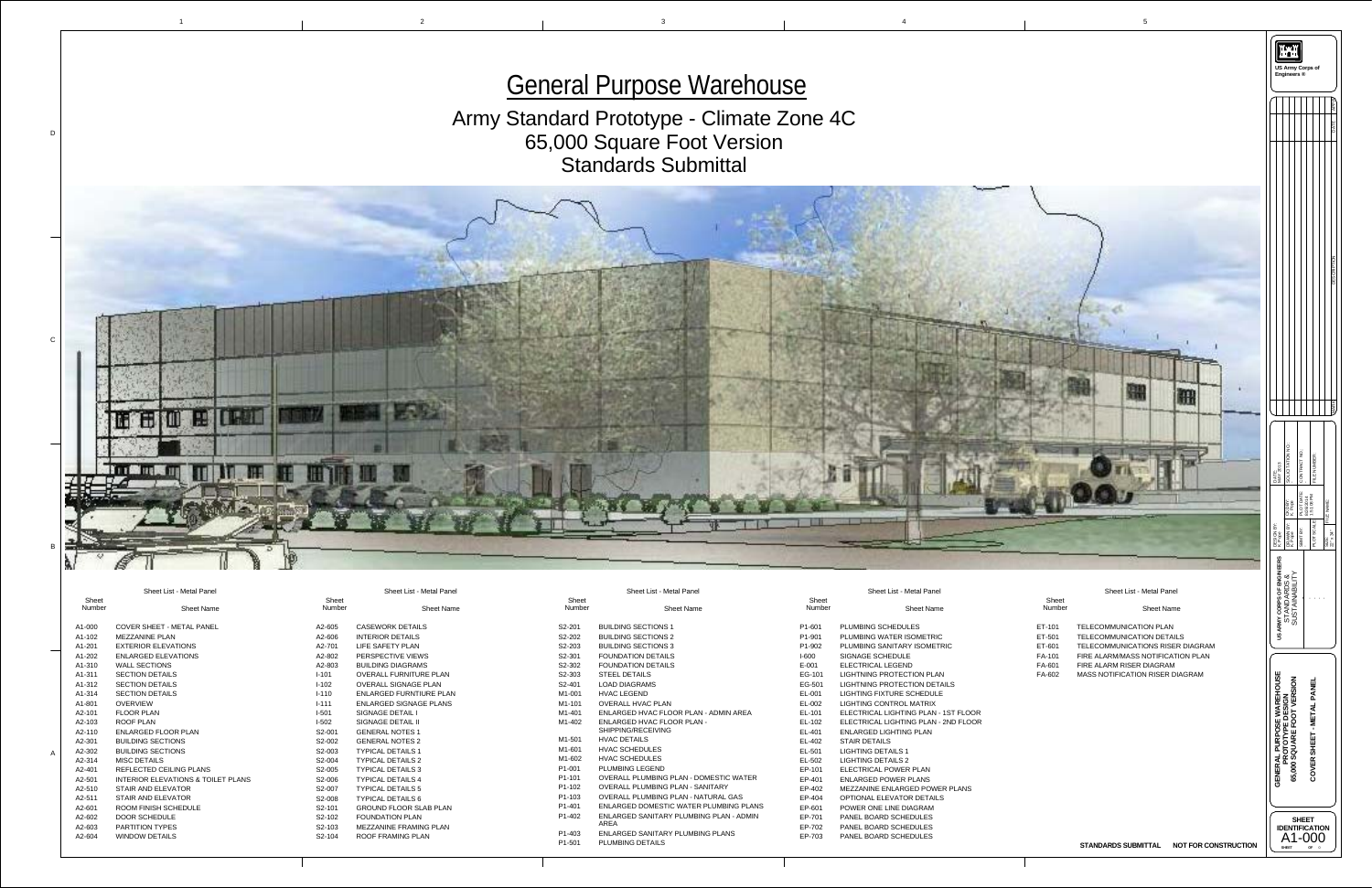# General Purpose Warehouse

## Army Standard Prototype - Climate Zone 4C
## 65,000 Square Foot Version
## Standards Submittal

### Sheet List - Metal Panel

| Sheet Number | Sheet Name |
|---|---|
| A1-000 | COVER SHEET - METAL PANEL |
| A1-102 | MEZZANINE PLAN |
| A1-201 | EXTERIOR ELEVATIONS |
| A1-202 | ENLARGED ELEVATIONS |
| A1-310 | WALL SECTIONS |
| A1-311 | SECTION DETAILS |
| A1-312 | SECTION DETAILS |
| A1-314 | SECTION DETAILS |
| A1-801 | OVERVIEW |
| A2-101 | FLOOR PLAN |
| A2-103 | ROOF PLAN |
| A2-110 | ENLARGED FLOOR PLAN |
| A2-301 | BUILDING SECTIONS |
| A2-302 | BUILDING SECTIONS |
| A2-314 | MISC DETAILS |
| A2-401 | REFLECTED CEILING PLANS |
| A2-501 | INTERIOR ELEVATIONS & TOILET PLANS |
| A2-510 | STAIR AND ELEVATOR |
| A2-511 | STAIR AND ELEVATOR |
| A2-601 | ROOM FINISH SCHEDULE |
| A2-602 | DOOR SCHEDULE |
| A2-603 | PARTITION TYPES |
| A2-604 | WINDOW DETAILS |
| A2-605 | CASEWORK DETAILS |
| A2-606 | INTERIOR DETAILS |
| A2-701 | LIFE SAFETY PLAN |
| A2-802 | PERSPECTIVE VIEWS |
| A2-803 | BUILDING DIAGRAMS |
| I-101 | OVERALL FURNITURE PLAN |
| I-102 | OVERALL SIGNAGE PLAN |
| I-110 | ENLARGED FURNITURE PLAN |
| I-111 | ENLARGED SIGNAGE PLANS |
| I-501 | SIGNAGE DETAIL I |
| I-502 | SIGNAGE DETAIL II |
| S2-001 | GENERAL NOTES 1 |
| S2-002 | GENERAL NOTES 2 |
| S2-003 | TYPICAL DETAILS 1 |
| S2-004 | TYPICAL DETAILS 2 |
| S2-005 | TYPICAL DETAILS 3 |
| S2-006 | TYPICAL DETAILS 4 |
| S2-007 | TYPICAL DETAILS 5 |
| S2-008 | TYPICAL DETAILS 6 |
| S2-101 | GROUND FLOOR SLAB PLAN |
| S2-102 | FOUNDATION PLAN |
| S2-103 | MEZZANINE FRAMING PLAN |
| S2-104 | ROOF FRAMING PLAN |
| S2-201 | BUILDING SECTIONS 1 |
| S2-202 | BUILDING SECTIONS 2 |
| S2-203 | BUILDING SECTIONS 3 |
| S2-301 | FOUNDATION DETAILS |
| S2-302 | FOUNDATION DETAILS |
| S2-303 | STEEL DETAILS |
| S2-401 | LOAD DIAGRAMS |
| M1-001 | HVAC LEGEND |
| M1-101 | OVERALL HVAC PLAN |
| M1-401 | ENLARGED HVAC FLOOR PLAN - ADMIN AREA |
| M1-402 | ENLARGED HVAC FLOOR PLAN - SHIPPING/RECEIVING |
| M1-501 | HVAC DETAILS |
| M1-601 | HVAC SCHEDULES |
| M1-602 | HVAC SCHEDULES |
| P1-001 | PLUMBING LEGEND |
| P1-101 | OVERALL PLUMBING PLAN - DOMESTIC WATER |
| P1-102 | OVERALL PLUMBING PLAN - SANITARY |
| P1-103 | OVERALL PLUMBING PLAN - NATURAL GAS |
| P1-401 | ENLARGED DOMESTIC WATER PLUMBING PLANS |
| P1-402 | ENLARGED SANITARY PLUMBING PLAN - ADMIN AREA |
| P1-403 | ENLARGED SANITARY PLUMBING PLANS |
| P1-501 | PLUMBING DETAILS |
| P1-601 | PLUMBING SCHEDULES |
| P1-901 | PLUMBING WATER ISOMETRIC |
| P1-902 | PLUMBING SANITARY ISOMETRIC |
| I-600 | SIGNAGE SCHEDULE |
| E-001 | ELECTRICAL LEGEND |
| EG-101 | LIGHTNING PROTECTION PLAN |
| EG-501 | LIGHTNING PROTECTION DETAILS |
| EL-001 | LIGHTING FIXTURE SCHEDULE |
| EL-002 | LIGHTING CONTROL MATRIX |
| EL-101 | ELECTRICAL LIGHTING PLAN - 1ST FLOOR |
| EL-102 | ELECTRICAL LIGHTING PLAN - 2ND FLOOR |
| EL-401 | ENLARGED LIGHTING PLAN |
| EL-402 | STAIR DETAILS |
| EL-501 | LIGHTING DETAILS 1 |
| EL-502 | LIGHTING DETAILS 2 |
| EP-101 | ELECTRICAL POWER PLAN |
| EP-401 | ENLARGED POWER PLANS |
| EP-402 | MEZZANINE ENLARGED POWER PLANS |
| EP-404 | OPTIONAL ELEVATOR DETAILS |
| EP-601 | POWER ONE LINE DIAGRAM |
| EP-701 | PANEL BOARD SCHEDULES |
| EP-702 | PANEL BOARD SCHEDULES |
| EP-703 | PANEL BOARD SCHEDULES |
| ET-101 | TELECOMMUNICATION PLAN |
| ET-501 | TELECOMMUNICATION DETAILS |
| ET-601 | TELECOMMUNICATIONS RISER DIAGRAM |
| FA-101 | FIRE ALARM/MASS NOTIFICATION PLAN |
| FA-601 | FIRE ALARM RISER DIAGRAM |
| FA-602 | MASS NOTIFICATION RISER DIAGRAM |

STANDARDS SUBMITTAL NOT FOR CONSTRUCTION

US Army Corps of Engineers ®

US ARMY CORPS OF ENGINEERS STANDARDS & SUSTAINABILITY

GENERAL PURPOSE WAREHOUSE PROTOTYPE DESIGN 65,000 SQUARE FOOT VERSION

COVER SHEET - METAL PANEL

SHEET IDENTIFICATION A1-000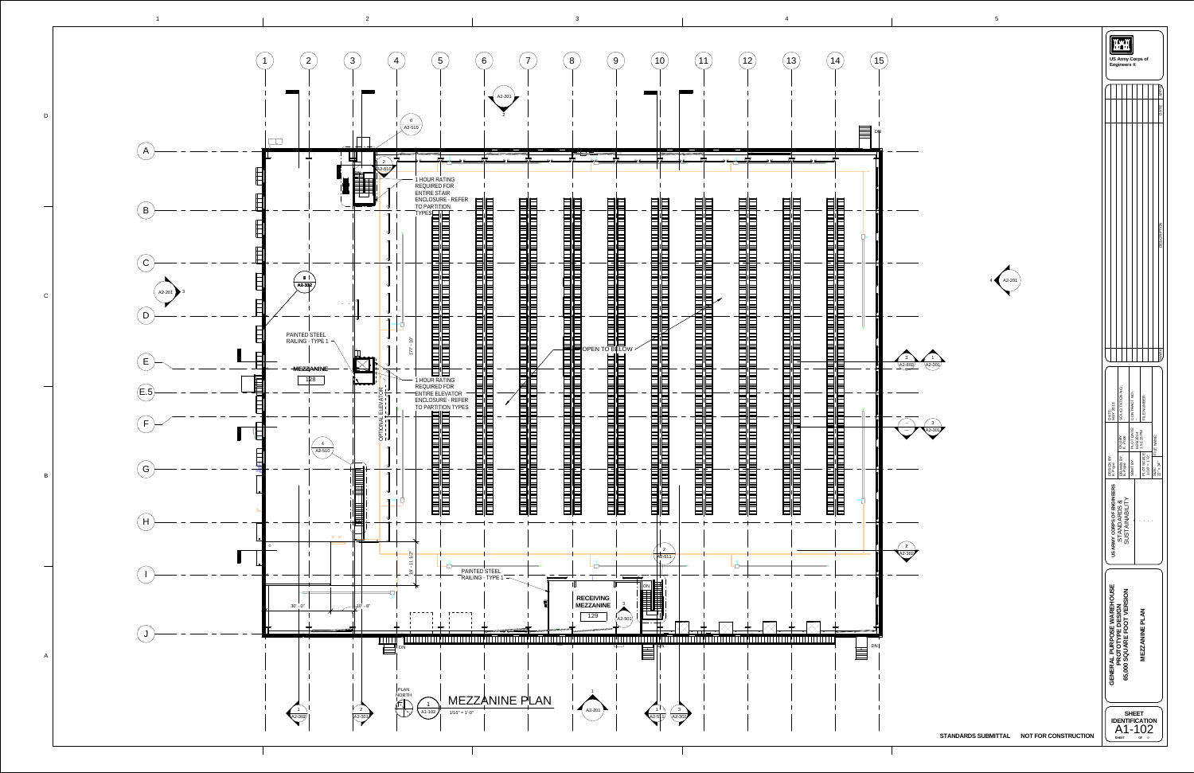# MEZZANINE PLAN

1 MEZZANINE PLAN A1-102 1/16" = 1'-0"

PLAN NORTH

1 HOUR RATING REQUIRED FOR ENTIRE STAIR ENCLOSURE - REFER TO PARTITION TYPES

1 HOUR RATING REQUIRED FOR ENTIRE ELEVATOR ENCLOSURE - REFER TO PARTITION TYPES

OPTIONAL ELEVATOR

PAINTED STEEL RAILING - TYPE 1

MEZZANINE 128

OPEN TO BELOW

RECEIVING MEZZANINE 129

177' - 10"

19' - 11 1/2"

30' - 0"

10' - 8"

DN

US Army Corps of Engineers ®

US ARMY CORPS OF ENGINEERS STANDARDS & SUSTAINABILITY

| DESIGN BY: | DRAWN BY: | CKD BY: | SUBMITTED BY: | PLOT SCALE: | PLOT DATE: | SIZE: | FILE NAME: |
|---|---|---|---|---|---|---|---|
| K. Pope | K. Pope | K. Pope | | 1/16" = 1'-0" | 5/9/2014 3:51:20 PM | ANSI D 22" x 34" | |

DATE: MAY 2015

SOLICITATION NO.:

CONTRACT NO.:

FILE NUMBER:

GENERAL PURPOSE WAREHOUSE PROTOTYPE DESIGN 65,000 SQUARE FOOT VERSION

MEZZANINE PLAN

SHEET IDENTIFICATION A1-102

STANDARDS SUBMITTAL NOT FOR CONSTRUCTION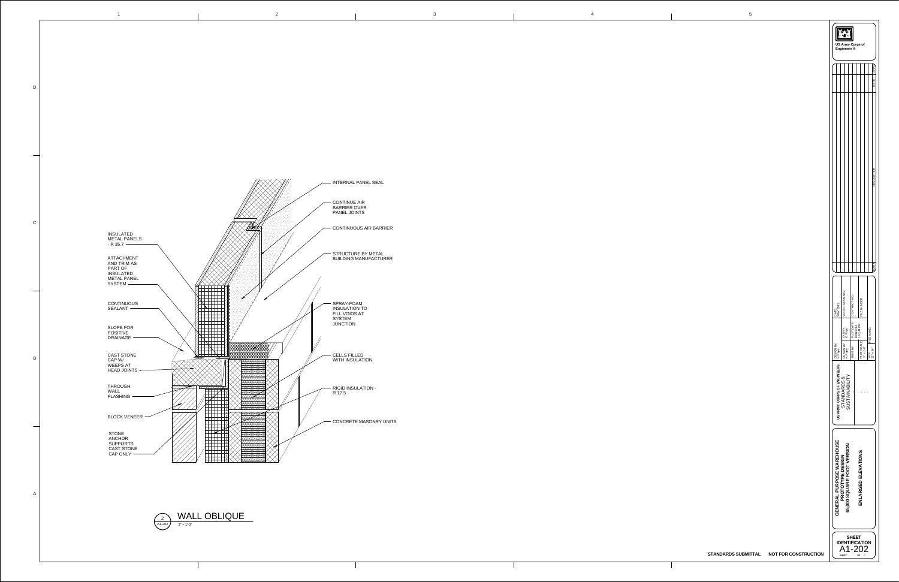INTERNAL PANEL SEAL

CONTINUE AIR BARRIER OVER PANEL JOINTS

CONTINUOUS AIR BARRIER

STRUCTURE BY METAL BUILDING MANUFACTURER

SPRAY-FOAM INSULATION TO FILL VOIDS AT SYSTEM JUNCTION

CELLS FILLED WITH INSULATION

RIGID INSULATION - R 17.5

CONCRETE MASONRY UNITS

INSULATED METAL PANELS - R 35.7

ATTACHMENT AND TRIM AS PART OF INSULATED METAL PANEL SYSTEM

CONTINUOUS SEALANT

SLOPE FOR POSITIVE DRAINAGE

CAST STONE CAP W/ WEEPS AT HEAD JOINTS

THROUGH WALL FLASHING

BLOCK VENEER

STONE ANCHOR SUPPORTS CAST STONE CAP ONLY

## 2 A1-202 WALL OBLIQUE

3" = 1'-0"

STANDARDS SUBMITTAL NOT FOR CONSTRUCTION

US Army Corps of Engineers ®

US ARMY CORPS OF ENGINEERS STANDARDS & SUSTAINABILITY

GENERAL PURPOSE WAREHOUSE PROTOTYPE DESIGN 65,000 SQUARE FOOT VERSION

ENLARGED ELEVATIONS

SHEET IDENTIFICATION

A1-202